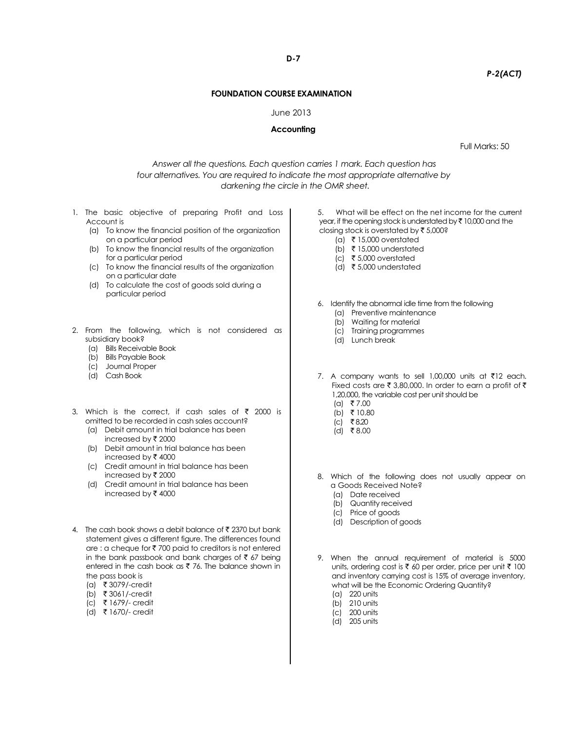D-7

*P-2(ACT)*

**FOUNDATION COURSE EXAMINATION**

June 2013

**Accounting**

Full Marks: 50

*Answer all the questions. Each question carries 1 mark. Each question has four alternatives. You are required to indicate the most appropriate alternative by darkening the circle in the OMR sheet.*

1. The basic objective of preparing Profit and Loss Account is
   - (a) To know the financial position of the organization on a particular period
   - (b) To know the financial results of the organization for a particular period
   - (c) To know the financial results of the organization on a particular date
   - (d) To calculate the cost of goods sold during a particular period

2. From the following, which is not considered as subsidiary book?
   - (a) Bills Receivable Book
   - (b) Bills Payable Book
   - (c) Journal Proper
   - (d) Cash Book

3. Which is the correct, if cash sales of ₹ 2000 is omitted to be recorded in cash sales account?
   - (a) Debit amount in trial balance has been increased by ₹ 2000
   - (b) Debit amount in trial balance has been increased by ₹ 4000
   - (c) Credit amount in trial balance has been increased by ₹ 2000
   - (d) Credit amount in trial balance has been increased by ₹ 4000

4. The cash book shows a debit balance of ₹ 2370 but bank statement gives a different figure. The differences found are : a cheque for ₹ 700 paid to creditors is not entered in the bank passbook and bank charges of ₹ 67 being entered in the cash book as ₹ 76. The balance shown in the pass book is
   - (a) ₹ 3079/-credit
   - (b) ₹ 3061/-credit
   - (c) ₹ 1679/- credit
   - (d) ₹ 1670/- credit

5. What will be effect on the net income for the current year, if the opening stock is understated by ₹ 10,000 and the closing stock is overstated by ₹ 5,000?
   - (a) ₹ 15,000 overstated
   - (b) ₹ 15,000 understated
   - (c) ₹ 5,000 overstated
   - (d) ₹ 5,000 understated

6. Identify the abnormal idle time from the following
   - (a) Preventive maintenance
   - (b) Waiting for material
   - (c) Training programmes
   - (d) Lunch break

7. A company wants to sell 1,00,000 units at ₹12 each. Fixed costs are ₹ 3,80,000. In order to earn a profit of ₹ 1,20,000, the variable cost per unit should be
   - (a) ₹ 7.00
   - (b) ₹ 10.80
   - (c) ₹ 8.20
   - (d) ₹ 8.00

8. Which of the following does not usually appear on a Goods Received Note?
   - (a) Date received
   - (b) Quantity received
   - (c) Price of goods
   - (d) Description of goods

9. When the annual requirement of material is 5000 units, ordering cost is ₹ 60 per order, price per unit ₹ 100 and inventory carrying cost is 15% of average inventory, what will be the Economic Ordering Quantity?
   - (a) 220 units
   - (b) 210 units
   - (c) 200 units
   - (d) 205 units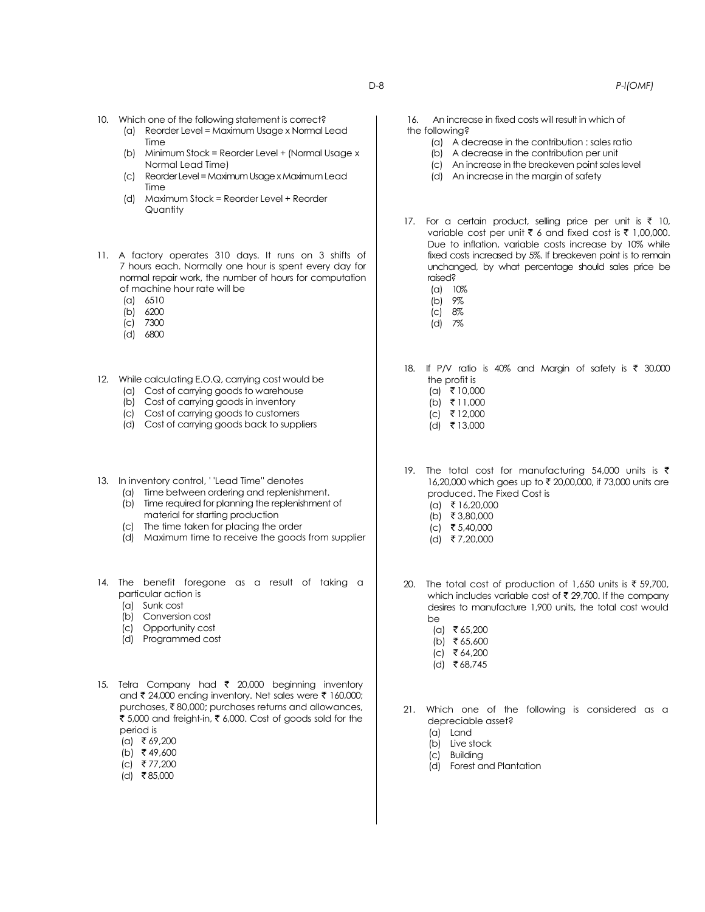10. Which one of the following statement is correct?
    - (a) Reorder Level = Maximum Usage x Normal Lead Time
    - (b) Minimum Stock = Reorder Level + (Normal Usage x Normal Lead Time)
    - (c) Reorder Level = Maximum Usage x Maximum Lead Time
    - (d) Maximum Stock = Reorder Level + Reorder Quantity

11. A factory operates 310 days. It runs on 3 shifts of 7 hours each. Normally one hour is spent every day for normal repair work, the number of hours for computation of machine hour rate will be
    - (a) 6510
    - (b) 6200
    - (c) 7300
    - (d) 6800

12. While calculating E.O.Q, carrying cost would be
    - (a) Cost of carrying goods to warehouse
    - (b) Cost of carrying goods in inventory
    - (c) Cost of carrying goods to customers
    - (d) Cost of carrying goods back to suppliers

13. In inventory control, ' 'Lead Time'' denotes
    - (a) Time between ordering and replenishment.
    - (b) Time required for planning the replenishment of material for starting production
    - (c) The time taken for placing the order
    - (d) Maximum time to receive the goods from supplier

14. The benefit foregone as a result of taking a particular action is
    - (a) Sunk cost
    - (b) Conversion cost
    - (c) Opportunity cost
    - (d) Programmed cost

15. Telra Company had ₹ 20,000 beginning inventory and ₹ 24,000 ending inventory. Net sales were ₹ 160,000; purchases, ₹ 80,000; purchases returns and allowances, ₹ 5,000 and freight-in, ₹ 6,000. Cost of goods sold for the period is
    - (a) ₹ 69,200
    - (b) ₹ 49,600
    - (c) ₹ 77,200
    - (d) ₹ 85,000

16. An increase in fixed costs will result in which of the following?
    - (a) A decrease in the contribution : sales ratio
    - (b) A decrease in the contribution per unit
    - (c) An increase in the breakeven point sales level
    - (d) An increase in the margin of safety

17. For a certain product, selling price per unit is ₹ 10, variable cost per unit ₹ 6 and fixed cost is ₹ 1,00,000. Due to inflation, variable costs increase by 10% while fixed costs increased by 5%. If breakeven point is to remain unchanged, by what percentage should sales price be raised?
    - (a) 10%
    - (b) 9%
    - (c) 8%
    - (d) 7%

18. If P/V ratio is 40% and Margin of safety is ₹ 30,000 the profit is
    - (a) ₹ 10,000
    - (b) ₹ 11,000
    - (c) ₹ 12,000
    - (d) ₹ 13,000

19. The total cost for manufacturing 54,000 units is ₹ 16,20,000 which goes up to ₹ 20,00,000, if 73,000 units are produced. The Fixed Cost is
    - (a) ₹ 16,20,000
    - (b) ₹ 3,80,000
    - (c) ₹ 5,40,000
    - (d) ₹ 7,20,000

20. The total cost of production of 1,650 units is ₹ 59,700, which includes variable cost of ₹ 29,700. If the company desires to manufacture 1,900 units, the total cost would be
    - (a) ₹ 65,200
    - (b) ₹ 65,600
    - (c) ₹ 64,200
    - (d) ₹ 68,745

21. Which one of the following is considered as a depreciable asset?
    - (a) Land
    - (b) Live stock
    - (c) Building
    - (d) Forest and Plantation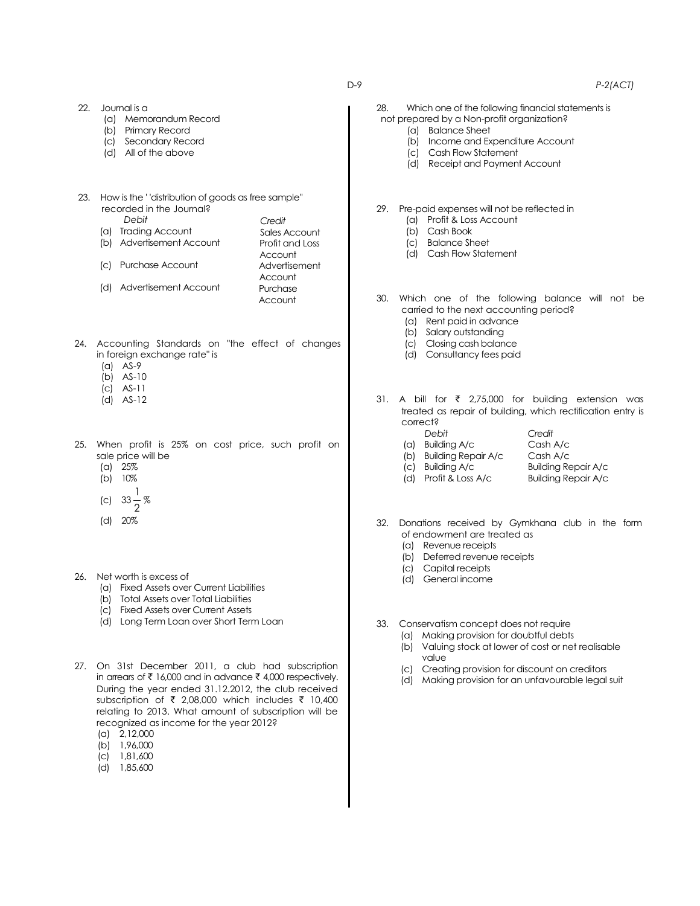22. Journal is a
    (a) Memorandum Record
    (b) Primary Record
    (c) Secondary Record
    (d) All of the above

23. How is the ' 'distribution of goods as free sample" recorded in the Journal?

| | *Debit* | *Credit* |
|---|---|---|
| (a) | Trading Account | Sales Account |
| (b) | Advertisement Account | Profit and Loss Account |
| (c) | Purchase Account | Advertisement Account |
| (d) | Advertisement Account | Purchase Account |

24. Accounting Standards on "the effect of changes in foreign exchange rate" is
    (a) AS-9
    (b) AS-10
    (c) AS-11
    (d) AS-12

25. When profit is 25% on cost price, such profit on sale price will be
    (a) 25%
    (b) 10%
    (c) $33\frac{1}{2}$ %
    (d) 20%

26. Net worth is excess of
    (a) Fixed Assets over Current Liabilities
    (b) Total Assets over Total Liabilities
    (c) Fixed Assets over Current Assets
    (d) Long Term Loan over Short Term Loan

27. On 31st December 2011, a club had subscription in arrears of ₹ 16,000 and in advance ₹ 4,000 respectively. During the year ended 31.12.2012, the club received subscription of ₹ 2,08,000 which includes ₹ 10,400 relating to 2013. What amount of subscription will be recognized as income for the year 2012?
    (a) 2,12,000
    (b) 1,96,000
    (c) 1,81,600
    (d) 1,85,600

28. Which one of the following financial statements is not prepared by a Non-profit organization?
    (a) Balance Sheet
    (b) Income and Expenditure Account
    (c) Cash Flow Statement
    (d) Receipt and Payment Account

29. Pre-paid expenses will not be reflected in
    (a) Profit & Loss Account
    (b) Cash Book
    (c) Balance Sheet
    (d) Cash Flow Statement

30. Which one of the following balance will not be carried to the next accounting period?
    (a) Rent paid in advance
    (b) Salary outstanding
    (c) Closing cash balance
    (d) Consultancy fees paid

31. A bill for ₹ 2,75,000 for building extension was treated as repair of building, which rectification entry is correct?

| | *Debit* | *Credit* |
|---|---|---|
| (a) | Building A/c | Cash A/c |
| (b) | Building Repair A/c | Cash A/c |
| (c) | Building A/c | Building Repair A/c |
| (d) | Profit & Loss A/c | Building Repair A/c |

32. Donations received by Gymkhana club in the form of endowment are treated as
    (a) Revenue receipts
    (b) Deferred revenue receipts
    (c) Capital receipts
    (d) General income

33. Conservatism concept does not require
    (a) Making provision for doubtful debts
    (b) Valuing stock at lower of cost or net realisable value
    (c) Creating provision for discount on creditors
    (d) Making provision for an unfavourable legal suit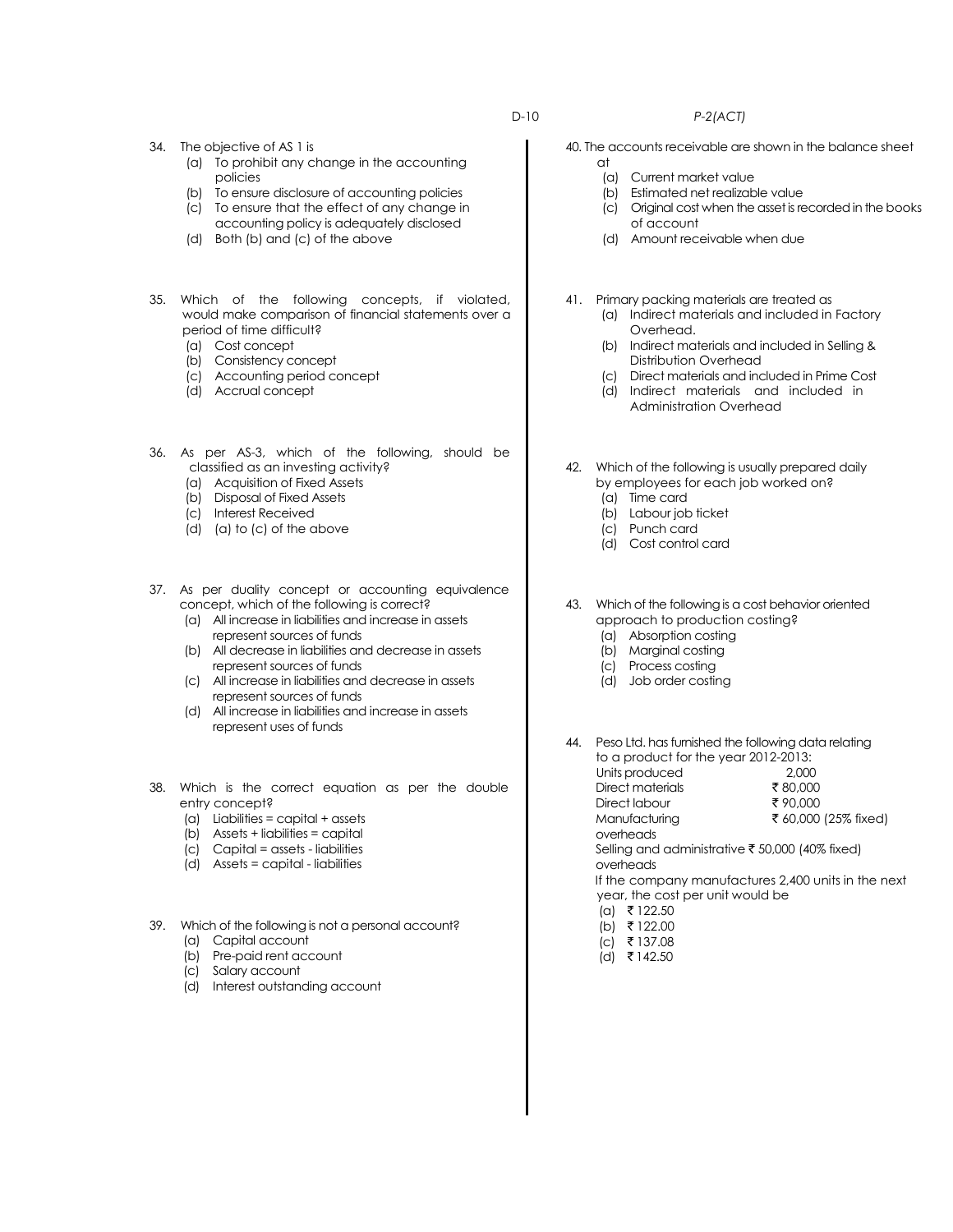34. The objective of AS 1 is
    (a) To prohibit any change in the accounting policies
    (b) To ensure disclosure of accounting policies
    (c) To ensure that the effect of any change in accounting policy is adequately disclosed
    (d) Both (b) and (c) of the above

35. Which of the following concepts, if violated, would make comparison of financial statements over a period of time difficult?
    (a) Cost concept
    (b) Consistency concept
    (c) Accounting period concept
    (d) Accrual concept

36. As per AS-3, which of the following, should be classified as an investing activity?
    (a) Acquisition of Fixed Assets
    (b) Disposal of Fixed Assets
    (c) Interest Received
    (d) (a) to (c) of the above

37. As per duality concept or accounting equivalence concept, which of the following is correct?
    (a) All increase in liabilities and increase in assets represent sources of funds
    (b) All decrease in liabilities and decrease in assets represent sources of funds
    (c) All increase in liabilities and decrease in assets represent sources of funds
    (d) All increase in liabilities and increase in assets represent uses of funds

38. Which is the correct equation as per the double entry concept?
    (a) Liabilities = capital + assets
    (b) Assets + liabilities = capital
    (c) Capital = assets - liabilities
    (d) Assets = capital - liabilities

39. Which of the following is not a personal account?
    (a) Capital account
    (b) Pre-paid rent account
    (c) Salary account
    (d) Interest outstanding account

40. The accounts receivable are shown in the balance sheet at
    (a) Current market value
    (b) Estimated net realizable value
    (c) Original cost when the asset is recorded in the books of account
    (d) Amount receivable when due

41. Primary packing materials are treated as
    (a) Indirect materials and included in Factory Overhead.
    (b) Indirect materials and included in Selling & Distribution Overhead
    (c) Direct materials and included in Prime Cost
    (d) Indirect materials and included in Administration Overhead

42. Which of the following is usually prepared daily by employees for each job worked on?
    (a) Time card
    (b) Labour job ticket
    (c) Punch card
    (d) Cost control card

43. Which of the following is a cost behavior oriented approach to production costing?
    (a) Absorption costing
    (b) Marginal costing
    (c) Process costing
    (d) Job order costing

44. Peso Ltd. has furnished the following data relating to a product for the year 2012-2013:

| | |
|---|---|
| Units produced | 2,000 |
| Direct materials | ₹ 80,000 |
| Direct labour | ₹ 90,000 |
| Manufacturing overheads | ₹ 60,000 (25% fixed) |
| Selling and administrative overheads | ₹ 50,000 (40% fixed) |

If the company manufactures 2,400 units in the next year, the cost per unit would be
    (a) ₹ 122.50
    (b) ₹ 122.00
    (c) ₹ 137.08
    (d) ₹ 142.50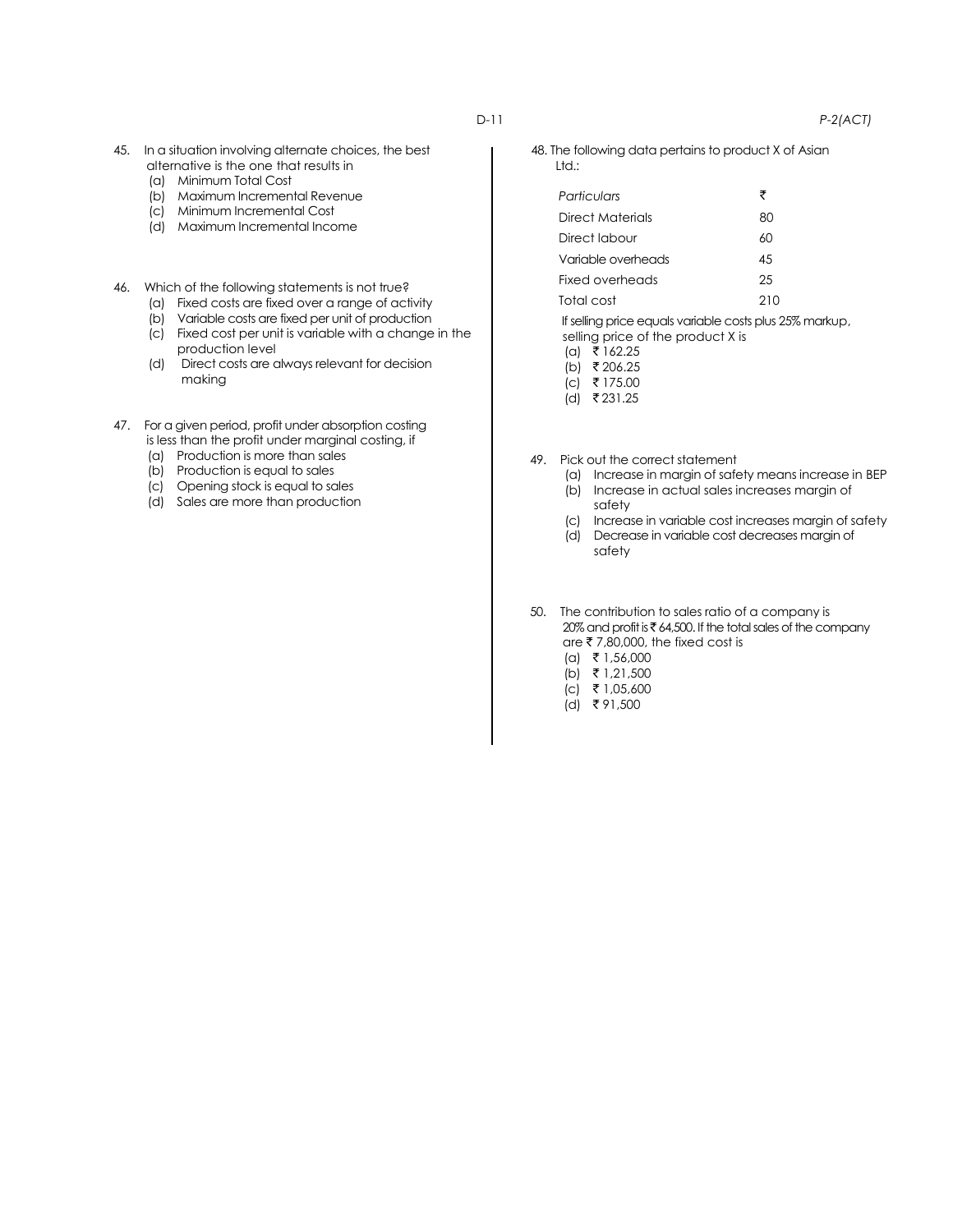45. In a situation involving alternate choices, the best alternative is the one that results in
    - (a) Minimum Total Cost
    - (b) Maximum Incremental Revenue
    - (c) Minimum Incremental Cost
    - (d) Maximum Incremental Income

46. Which of the following statements is not true?
    - (a) Fixed costs are fixed over a range of activity
    - (b) Variable costs are fixed per unit of production
    - (c) Fixed cost per unit is variable with a change in the production level
    - (d) Direct costs are always relevant for decision making

47. For a given period, profit under absorption costing is less than the profit under marginal costing, if
    - (a) Production is more than sales
    - (b) Production is equal to sales
    - (c) Opening stock is equal to sales
    - (d) Sales are more than production

48. The following data pertains to product X of Asian Ltd.:

| *Particulars* | ₹ |
|---|---|
| Direct Materials | 80 |
| Direct labour | 60 |
| Variable overheads | 45 |
| Fixed overheads | 25 |
| Total cost | 210 |

If selling price equals variable costs plus 25% markup, selling price of the product X is
- (a) ₹ 162.25
- (b) ₹ 206.25
- (c) ₹ 175.00
- (d) ₹ 231.25

49. Pick out the correct statement
    - (a) Increase in margin of safety means increase in BEP
    - (b) Increase in actual sales increases margin of safety
    - (c) Increase in variable cost increases margin of safety
    - (d) Decrease in variable cost decreases margin of safety

50. The contribution to sales ratio of a company is 20% and profit is ₹ 64,500. If the total sales of the company are ₹ 7,80,000, the fixed cost is
    - (a) ₹ 1,56,000
    - (b) ₹ 1,21,500
    - (c) ₹ 1,05,600
    - (d) ₹ 91,500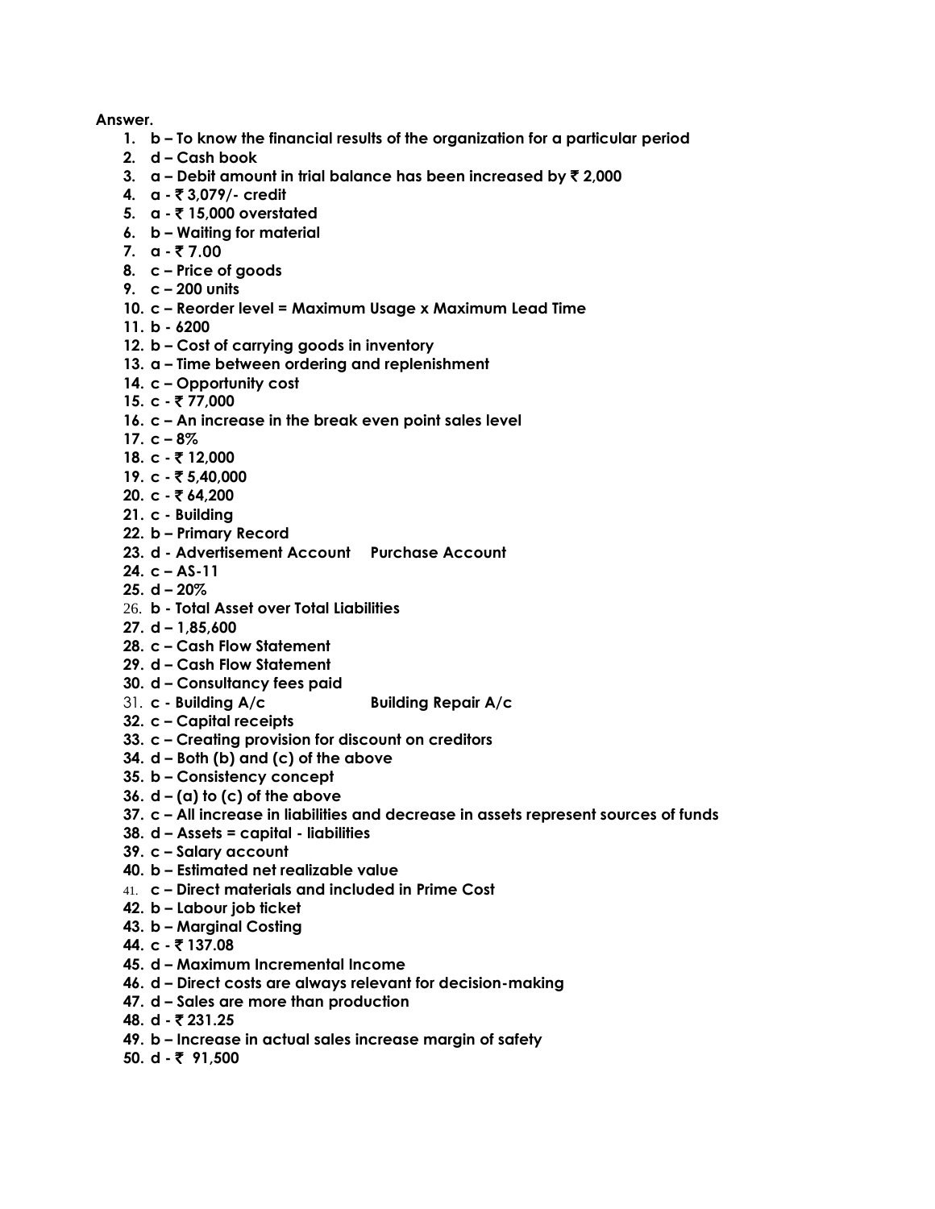**Answer.**

1. **b – To know the financial results of the organization for a particular period**
2. **d – Cash book**
3. **a – Debit amount in trial balance has been increased by ₹ 2,000**
4. **a - ₹ 3,079/- credit**
5. **a - ₹ 15,000 overstated**
6. **b – Waiting for material**
7. **a - ₹ 7.00**
8. **c – Price of goods**
9. **c – 200 units**
10. **c – Reorder level = Maximum Usage x Maximum Lead Time**
11. **b - 6200**
12. **b – Cost of carrying goods in inventory**
13. **a – Time between ordering and replenishment**
14. **c – Opportunity cost**
15. **c - ₹ 77,000**
16. **c – An increase in the break even point sales level**
17. **c – 8%**
18. **c - ₹ 12,000**
19. **c - ₹ 5,40,000**
20. **c - ₹ 64,200**
21. **c - Building**
22. **b – Primary Record**
23. **d - Advertisement Account    Purchase Account**
24. **c – AS-11**
25. **d – 20%**
26. **b - Total Asset over Total Liabilities**
27. **d – 1,85,600**
28. **c – Cash Flow Statement**
29. **d – Cash Flow Statement**
30. **d – Consultancy fees paid**
31. **c - Building A/c                Building Repair A/c**
32. **c – Capital receipts**
33. **c – Creating provision for discount on creditors**
34. **d – Both (b) and (c) of the above**
35. **b – Consistency concept**
36. **d – (a) to (c) of the above**
37. **c – All increase in liabilities and decrease in assets represent sources of funds**
38. **d – Assets = capital - liabilities**
39. **c – Salary account**
40. **b – Estimated net realizable value**
41. **c – Direct materials and included in Prime Cost**
42. **b – Labour job ticket**
43. **b – Marginal Costing**
44. **c - ₹ 137.08**
45. **d – Maximum Incremental Income**
46. **d – Direct costs are always relevant for decision-making**
47. **d – Sales are more than production**
48. **d - ₹ 231.25**
49. **b – Increase in actual sales increase margin of safety**
50. **d - ₹ 91,500**